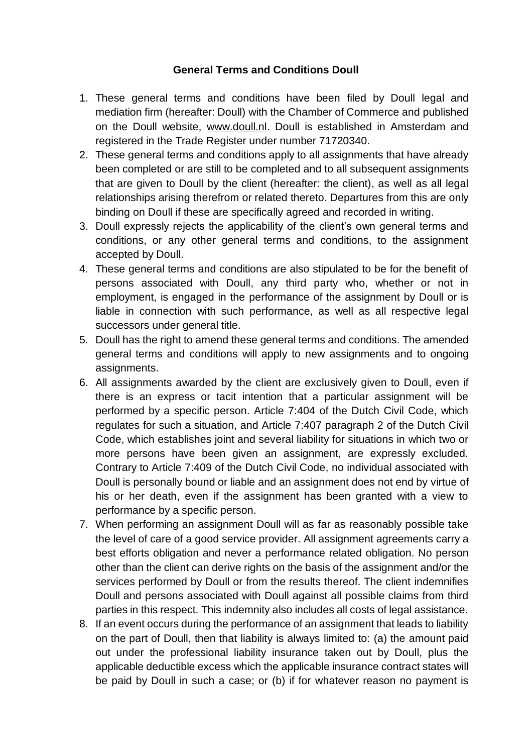## General Terms and Conditions Doull

1. These general terms and conditions have been filed by Doull legal and mediation firm (hereafter: Doull) with the Chamber of Commerce and published on the Doull website, www.doull.nl. Doull is established in Amsterdam and registered in the Trade Register under number 71720340.
2. These general terms and conditions apply to all assignments that have already been completed or are still to be completed and to all subsequent assignments that are given to Doull by the client (hereafter: the client), as well as all legal relationships arising therefrom or related thereto. Departures from this are only binding on Doull if these are specifically agreed and recorded in writing.
3. Doull expressly rejects the applicability of the client's own general terms and conditions, or any other general terms and conditions, to the assignment accepted by Doull.
4. These general terms and conditions are also stipulated to be for the benefit of persons associated with Doull, any third party who, whether or not in employment, is engaged in the performance of the assignment by Doull or is liable in connection with such performance, as well as all respective legal successors under general title.
5. Doull has the right to amend these general terms and conditions. The amended general terms and conditions will apply to new assignments and to ongoing assignments.
6. All assignments awarded by the client are exclusively given to Doull, even if there is an express or tacit intention that a particular assignment will be performed by a specific person. Article 7:404 of the Dutch Civil Code, which regulates for such a situation, and Article 7:407 paragraph 2 of the Dutch Civil Code, which establishes joint and several liability for situations in which two or more persons have been given an assignment, are expressly excluded. Contrary to Article 7:409 of the Dutch Civil Code, no individual associated with Doull is personally bound or liable and an assignment does not end by virtue of his or her death, even if the assignment has been granted with a view to performance by a specific person.
7. When performing an assignment Doull will as far as reasonably possible take the level of care of a good service provider. All assignment agreements carry a best efforts obligation and never a performance related obligation. No person other than the client can derive rights on the basis of the assignment and/or the services performed by Doull or from the results thereof. The client indemnifies Doull and persons associated with Doull against all possible claims from third parties in this respect. This indemnity also includes all costs of legal assistance.
8. If an event occurs during the performance of an assignment that leads to liability on the part of Doull, then that liability is always limited to: (a) the amount paid out under the professional liability insurance taken out by Doull, plus the applicable deductible excess which the applicable insurance contract states will be paid by Doull in such a case; or (b) if for whatever reason no payment is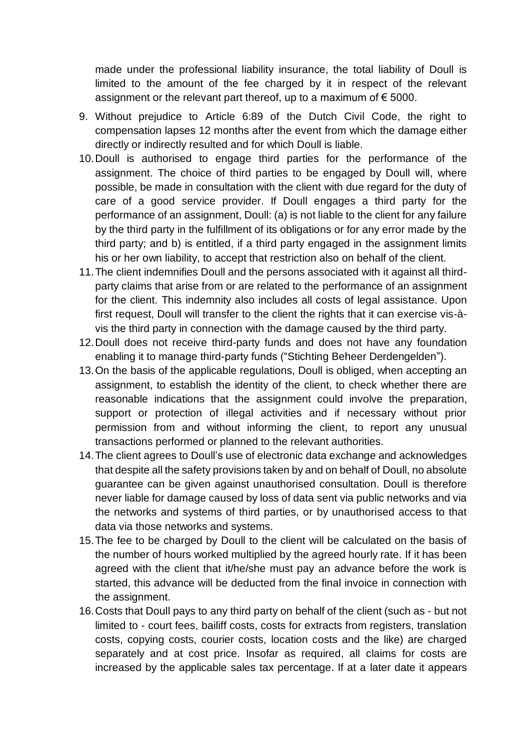made under the professional liability insurance, the total liability of Doull is limited to the amount of the fee charged by it in respect of the relevant assignment or the relevant part thereof, up to a maximum of € 5000.

9. Without prejudice to Article 6:89 of the Dutch Civil Code, the right to compensation lapses 12 months after the event from which the damage either directly or indirectly resulted and for which Doull is liable.
10. Doull is authorised to engage third parties for the performance of the assignment. The choice of third parties to be engaged by Doull will, where possible, be made in consultation with the client with due regard for the duty of care of a good service provider. If Doull engages a third party for the performance of an assignment, Doull: (a) is not liable to the client for any failure by the third party in the fulfillment of its obligations or for any error made by the third party; and b) is entitled, if a third party engaged in the assignment limits his or her own liability, to accept that restriction also on behalf of the client.
11. The client indemnifies Doull and the persons associated with it against all third-party claims that arise from or are related to the performance of an assignment for the client. This indemnity also includes all costs of legal assistance. Upon first request, Doull will transfer to the client the rights that it can exercise vis-à-vis the third party in connection with the damage caused by the third party.
12. Doull does not receive third-party funds and does not have any foundation enabling it to manage third-party funds ("Stichting Beheer Derdengelden").
13. On the basis of the applicable regulations, Doull is obliged, when accepting an assignment, to establish the identity of the client, to check whether there are reasonable indications that the assignment could involve the preparation, support or protection of illegal activities and if necessary without prior permission from and without informing the client, to report any unusual transactions performed or planned to the relevant authorities.
14. The client agrees to Doull's use of electronic data exchange and acknowledges that despite all the safety provisions taken by and on behalf of Doull, no absolute guarantee can be given against unauthorised consultation. Doull is therefore never liable for damage caused by loss of data sent via public networks and via the networks and systems of third parties, or by unauthorised access to that data via those networks and systems.
15. The fee to be charged by Doull to the client will be calculated on the basis of the number of hours worked multiplied by the agreed hourly rate. If it has been agreed with the client that it/he/she must pay an advance before the work is started, this advance will be deducted from the final invoice in connection with the assignment.
16. Costs that Doull pays to any third party on behalf of the client (such as - but not limited to - court fees, bailiff costs, costs for extracts from registers, translation costs, copying costs, courier costs, location costs and the like) are charged separately and at cost price. Insofar as required, all claims for costs are increased by the applicable sales tax percentage. If at a later date it appears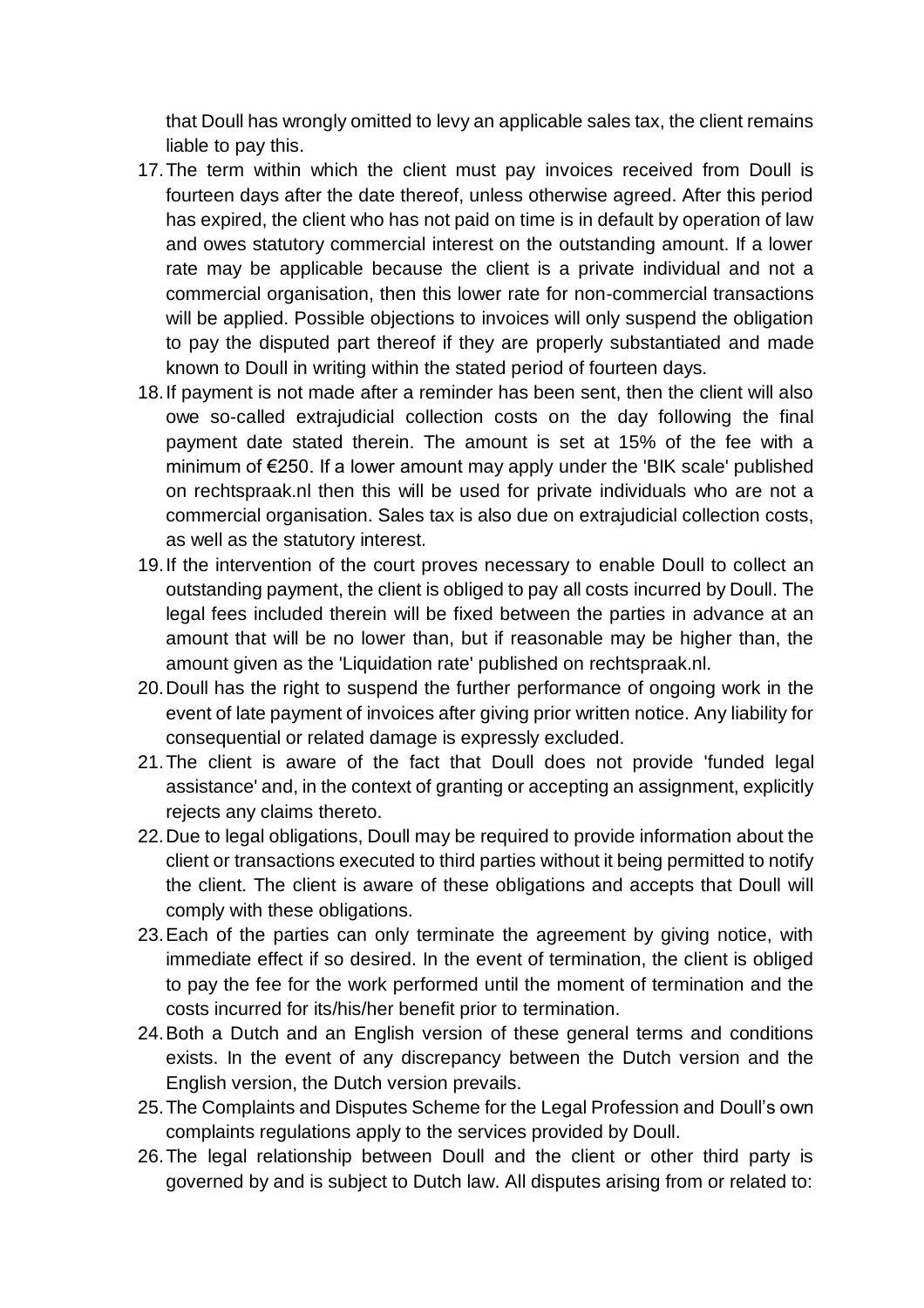that Doull has wrongly omitted to levy an applicable sales tax, the client remains liable to pay this.

17. The term within which the client must pay invoices received from Doull is fourteen days after the date thereof, unless otherwise agreed. After this period has expired, the client who has not paid on time is in default by operation of law and owes statutory commercial interest on the outstanding amount. If a lower rate may be applicable because the client is a private individual and not a commercial organisation, then this lower rate for non-commercial transactions will be applied. Possible objections to invoices will only suspend the obligation to pay the disputed part thereof if they are properly substantiated and made known to Doull in writing within the stated period of fourteen days.
18. If payment is not made after a reminder has been sent, then the client will also owe so-called extrajudicial collection costs on the day following the final payment date stated therein. The amount is set at 15% of the fee with a minimum of €250. If a lower amount may apply under the 'BIK scale' published on rechtspraak.nl then this will be used for private individuals who are not a commercial organisation. Sales tax is also due on extrajudicial collection costs, as well as the statutory interest.
19. If the intervention of the court proves necessary to enable Doull to collect an outstanding payment, the client is obliged to pay all costs incurred by Doull. The legal fees included therein will be fixed between the parties in advance at an amount that will be no lower than, but if reasonable may be higher than, the amount given as the 'Liquidation rate' published on rechtspraak.nl.
20. Doull has the right to suspend the further performance of ongoing work in the event of late payment of invoices after giving prior written notice. Any liability for consequential or related damage is expressly excluded.
21. The client is aware of the fact that Doull does not provide 'funded legal assistance' and, in the context of granting or accepting an assignment, explicitly rejects any claims thereto.
22. Due to legal obligations, Doull may be required to provide information about the client or transactions executed to third parties without it being permitted to notify the client. The client is aware of these obligations and accepts that Doull will comply with these obligations.
23. Each of the parties can only terminate the agreement by giving notice, with immediate effect if so desired. In the event of termination, the client is obliged to pay the fee for the work performed until the moment of termination and the costs incurred for its/his/her benefit prior to termination.
24. Both a Dutch and an English version of these general terms and conditions exists. In the event of any discrepancy between the Dutch version and the English version, the Dutch version prevails.
25. The Complaints and Disputes Scheme for the Legal Profession and Doull's own complaints regulations apply to the services provided by Doull.
26. The legal relationship between Doull and the client or other third party is governed by and is subject to Dutch law. All disputes arising from or related to: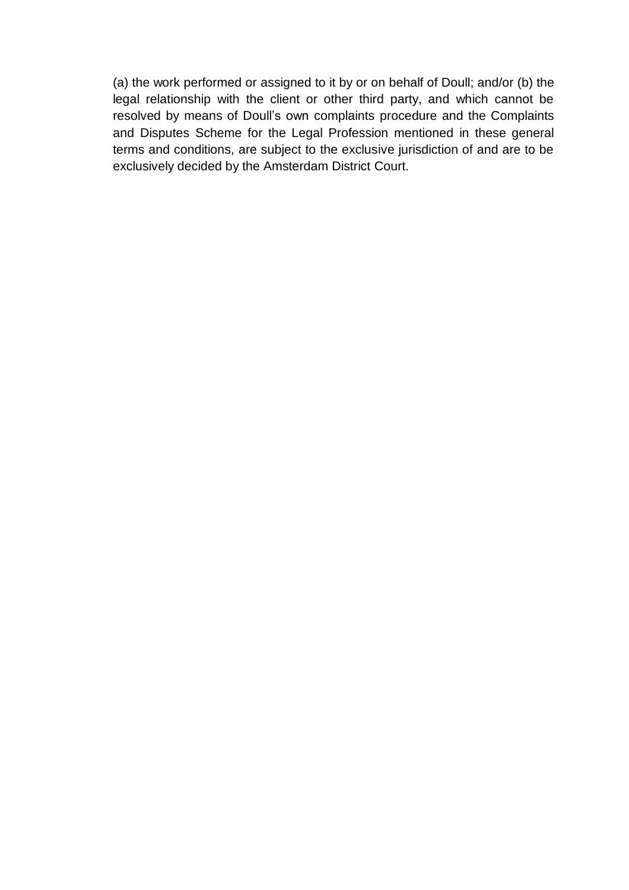(a) the work performed or assigned to it by or on behalf of Doull; and/or (b) the legal relationship with the client or other third party, and which cannot be resolved by means of Doull's own complaints procedure and the Complaints and Disputes Scheme for the Legal Profession mentioned in these general terms and conditions, are subject to the exclusive jurisdiction of and are to be exclusively decided by the Amsterdam District Court.